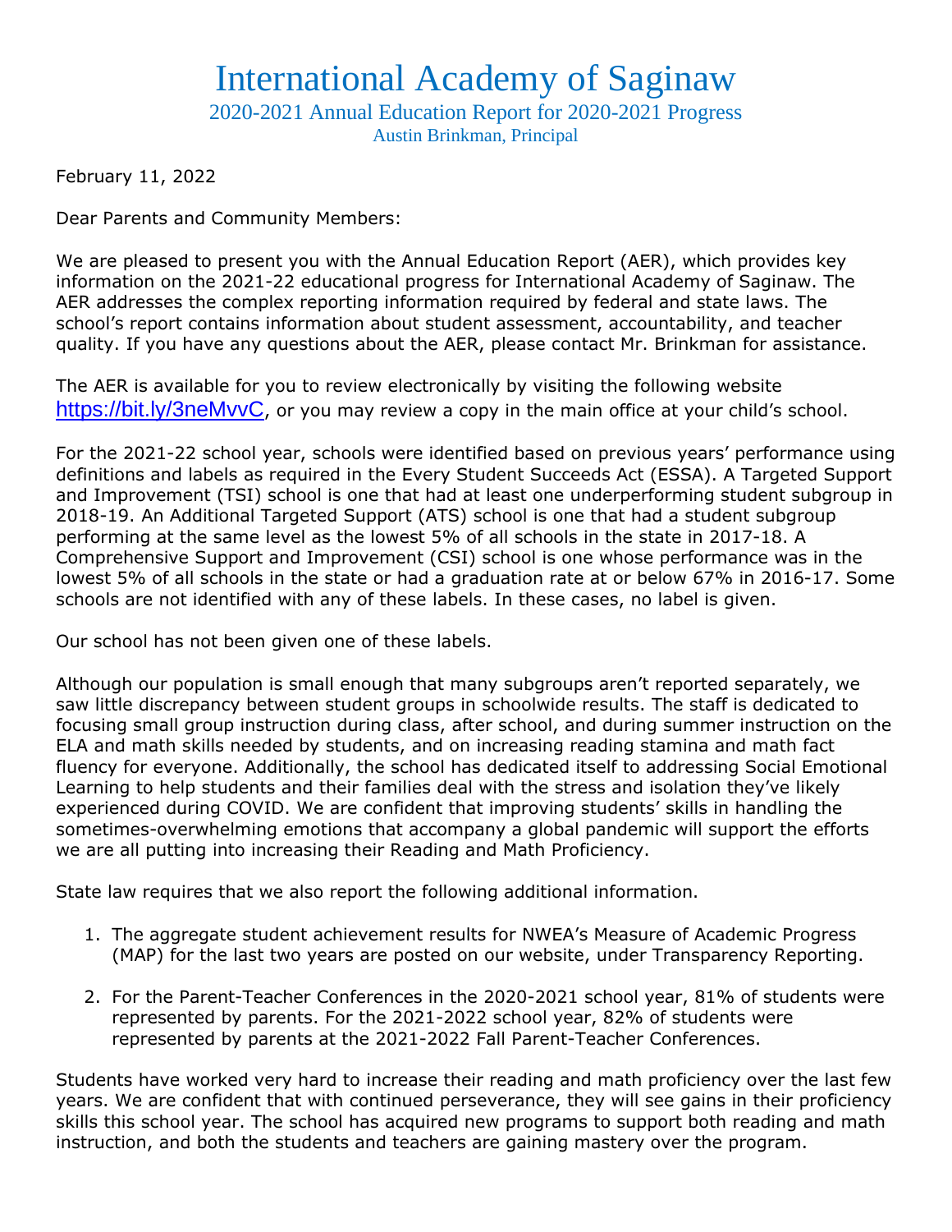# International Academy of Saginaw

## 2020-2021 Annual Education Report for 2020-2021 Progress

### Austin Brinkman, Principal

February 11, 2022

Dear Parents and Community Members:

We are pleased to present you with the Annual Education Report (AER), which provides key information on the 2021-22 educational progress for International Academy of Saginaw. The AER addresses the complex reporting information required by federal and state laws. The school's report contains information about student assessment, accountability, and teacher quality. If you have any questions about the AER, please contact Mr. Brinkman for assistance.

The AER is available for you to review electronically by visiting the following website https://bit.ly/3neMvvC, or you may review a copy in the main office at your child's school.

For the 2021-22 school year, schools were identified based on previous years' performance using definitions and labels as required in the Every Student Succeeds Act (ESSA). A Targeted Support and Improvement (TSI) school is one that had at least one underperforming student subgroup in 2018-19. An Additional Targeted Support (ATS) school is one that had a student subgroup performing at the same level as the lowest 5% of all schools in the state in 2017-18. A Comprehensive Support and Improvement (CSI) school is one whose performance was in the lowest 5% of all schools in the state or had a graduation rate at or below 67% in 2016-17. Some schools are not identified with any of these labels. In these cases, no label is given.

Our school has not been given one of these labels.

Although our population is small enough that many subgroups aren't reported separately, we saw little discrepancy between student groups in schoolwide results. The staff is dedicated to focusing small group instruction during class, after school, and during summer instruction on the ELA and math skills needed by students, and on increasing reading stamina and math fact fluency for everyone. Additionally, the school has dedicated itself to addressing Social Emotional Learning to help students and their families deal with the stress and isolation they've likely experienced during COVID. We are confident that improving students' skills in handling the sometimes-overwhelming emotions that accompany a global pandemic will support the efforts we are all putting into increasing their Reading and Math Proficiency.

State law requires that we also report the following additional information.

1. The aggregate student achievement results for NWEA's Measure of Academic Progress (MAP) for the last two years are posted on our website, under Transparency Reporting.
2. For the Parent-Teacher Conferences in the 2020-2021 school year, 81% of students were represented by parents. For the 2021-2022 school year, 82% of students were represented by parents at the 2021-2022 Fall Parent-Teacher Conferences.

Students have worked very hard to increase their reading and math proficiency over the last few years. We are confident that with continued perseverance, they will see gains in their proficiency skills this school year. The school has acquired new programs to support both reading and math instruction, and both the students and teachers are gaining mastery over the program.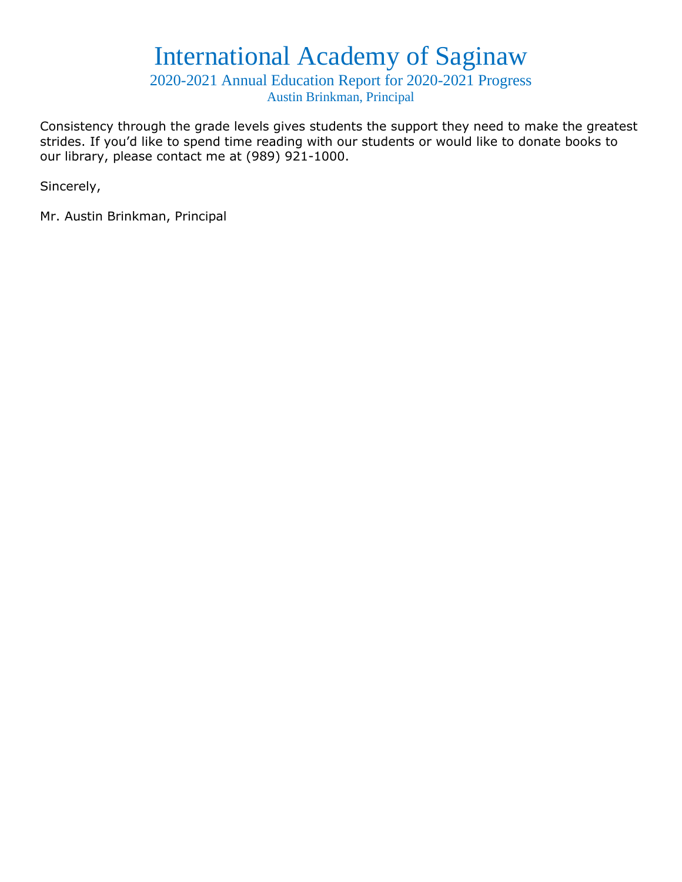# International Academy of Saginaw

## 2020-2021 Annual Education Report for 2020-2021 Progress

### Austin Brinkman, Principal

Consistency through the grade levels gives students the support they need to make the greatest strides. If you'd like to spend time reading with our students or would like to donate books to our library, please contact me at (989) 921-1000.

Sincerely,

Mr. Austin Brinkman, Principal